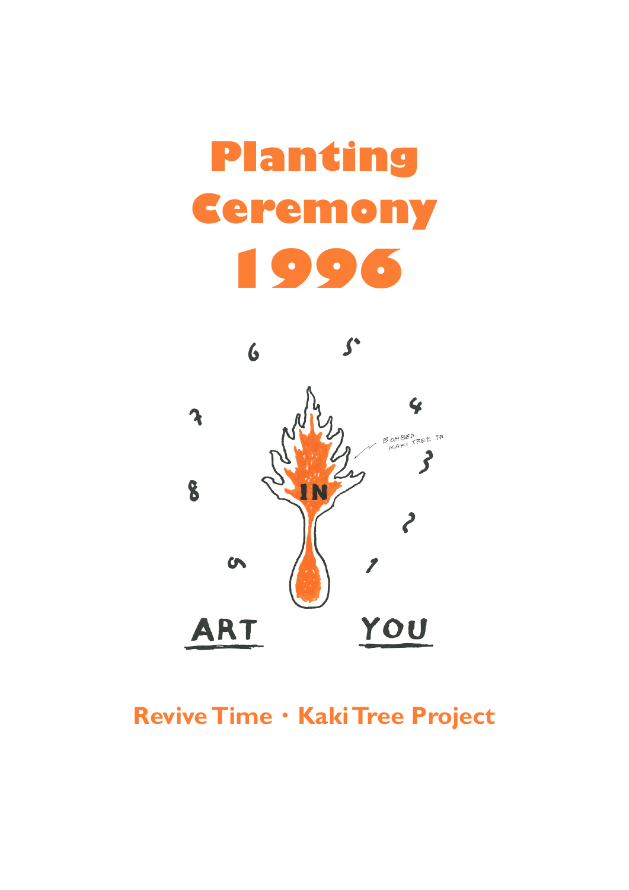# Planting Ceremony 1996

6 5

7 4

BOMBED KAKI TREE JR

3

8 IN

2

9 1

ART YOU

**Revive Time・Kaki Tree Project**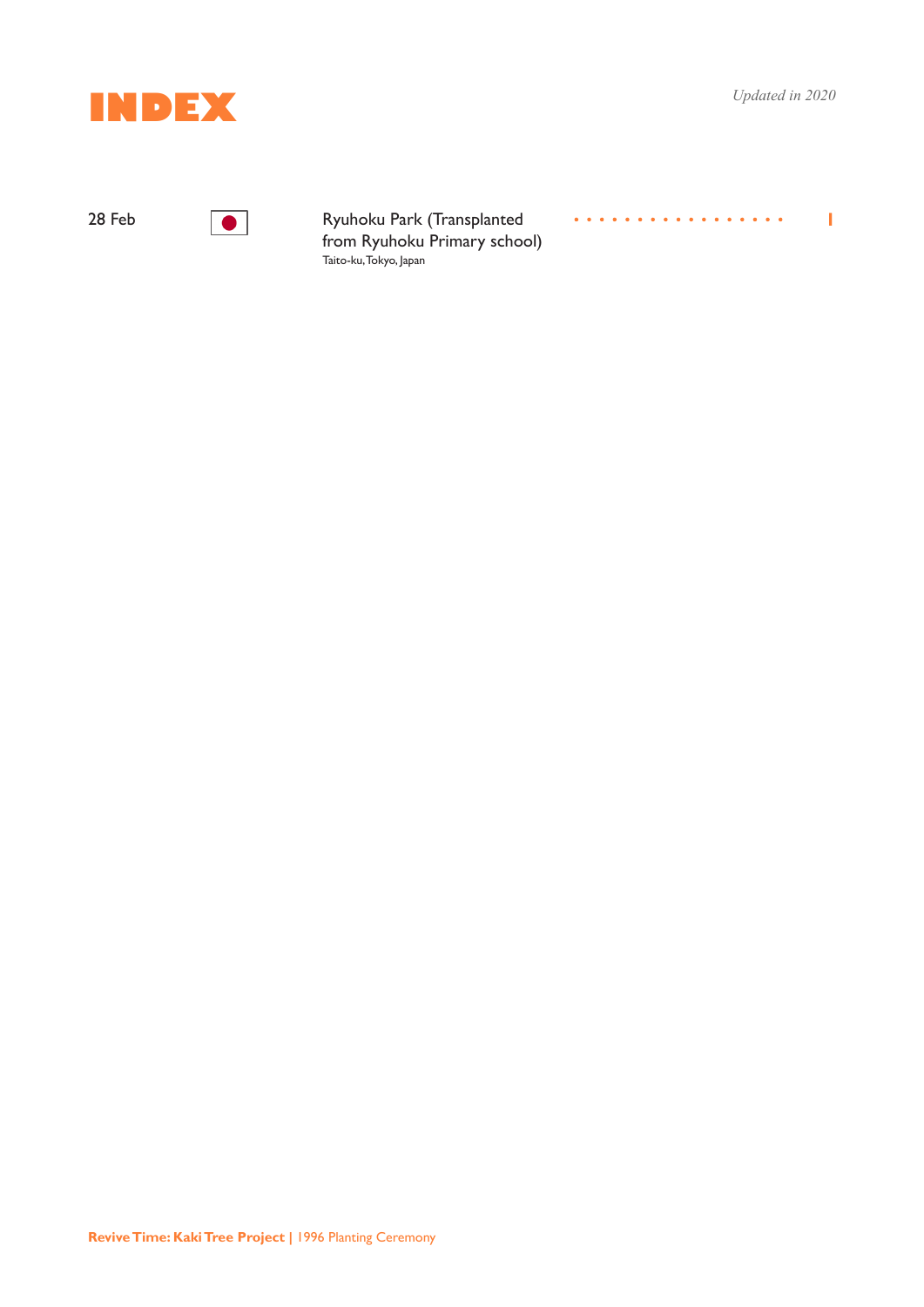# INDEX

*Updated in 2020*

| Date | Country | Location | Page |
|---|---|---|---|
| 28 Feb | Japan | Ryuhoku Park (Transplanted from Ryuhoku Primary school)<br>Taito-ku, Tokyo, Japan | 1 |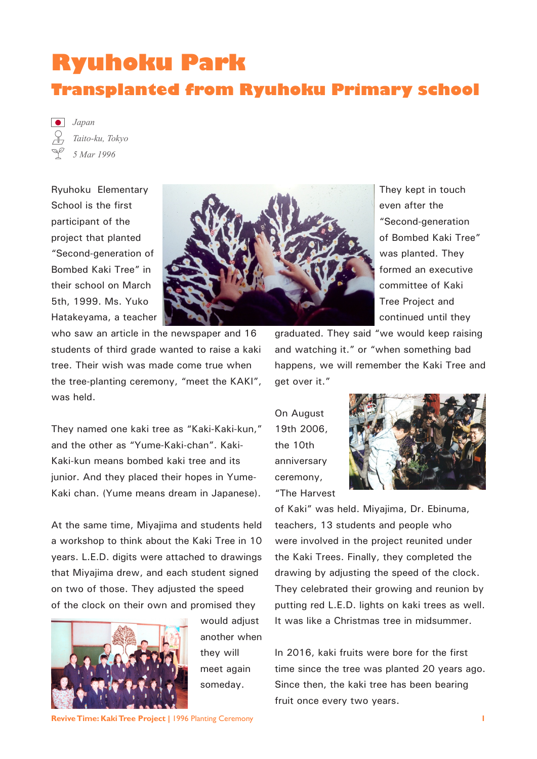# Ryuhoku Park

## Transplanted from Ryuhoku Primary school

Japan
Taito-ku, Tokyo
5 Mar 1996

Ryuhoku Elementary School is the first participant of the project that planted "Second-generation of Bombed Kaki Tree" in their school on March 5th, 1999. Ms. Yuko Hatakeyama, a teacher who saw an article in the newspaper and 16 students of third grade wanted to raise a kaki tree. Their wish was made come true when the tree-planting ceremony, "meet the KAKI", was held.

They named one kaki tree as "Kaki-Kaki-kun," and the other as "Yume-Kaki-chan". Kaki-Kaki-kun means bombed kaki tree and its junior. And they placed their hopes in Yume-Kaki chan. (Yume means dream in Japanese).

At the same time, Miyajima and students held a workshop to think about the Kaki Tree in 10 years. L.E.D. digits were attached to drawings that Miyajima drew, and each student signed on two of those. They adjusted the speed of the clock on their own and promised they would adjust another when they will meet again someday.

They kept in touch even after the "Second-generation of Bombed Kaki Tree" was planted. They formed an executive committee of Kaki Tree Project and continued until they graduated. They said "we would keep raising and watching it." or "when something bad happens, we will remember the Kaki Tree and get over it."

On August 19th 2006, the 10th anniversary ceremony, "The Harvest of Kaki" was held. Miyajima, Dr. Ebinuma, teachers, 13 students and people who were involved in the project reunited under the Kaki Trees. Finally, they completed the drawing by adjusting the speed of the clock. They celebrated their growing and reunion by putting red L.E.D. lights on kaki trees as well. It was like a Christmas tree in midsummer.

In 2016, kaki fruits were bore for the first time since the tree was planted 20 years ago. Since then, the kaki tree has been bearing fruit once every two years.